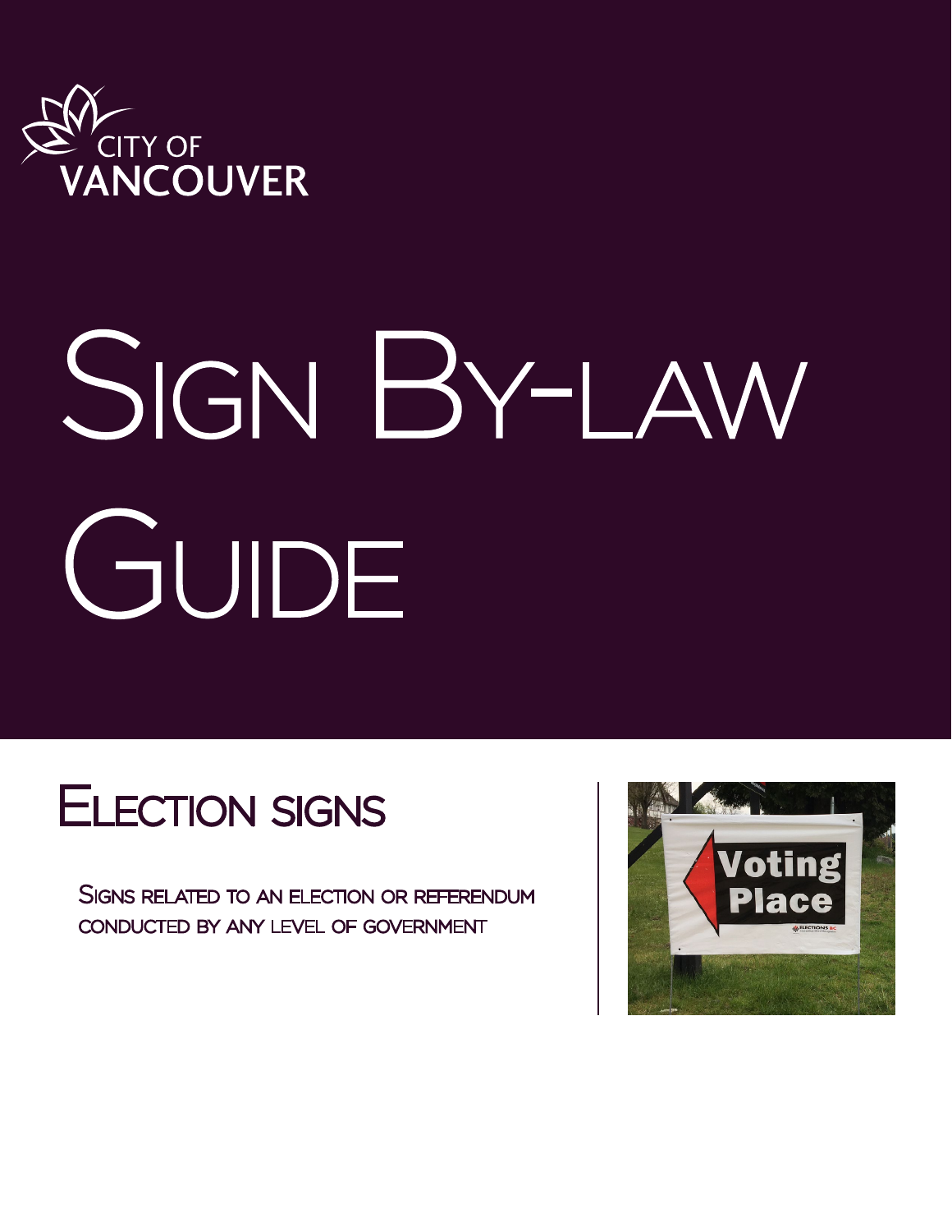CITY OF VANCOUVER

# Sign By-law Guide

## Election signs

Signs related to an election or referendum conducted by any level of government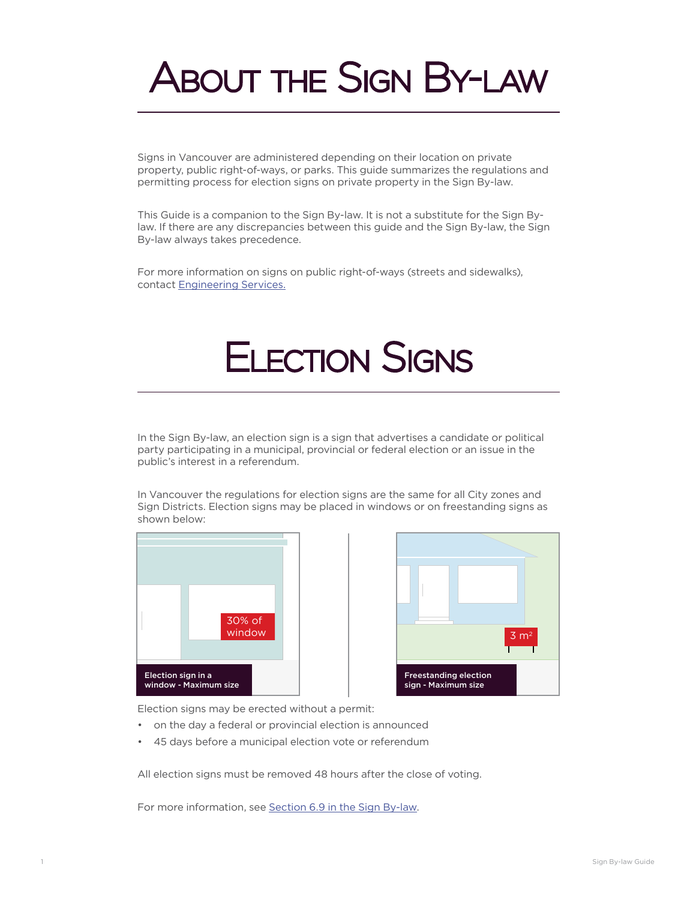# About the Sign By-law

Signs in Vancouver are administered depending on their location on private property, public right-of-ways, or parks. This guide summarizes the regulations and permitting process for election signs on private property in the Sign By-law.

This Guide is a companion to the Sign By-law. It is not a substitute for the Sign By-law. If there are any discrepancies between this guide and the Sign By-law, the Sign By-law always takes precedence.

For more information on signs on public right-of-ways (streets and sidewalks), contact Engineering Services.

# Election Signs

In the Sign By-law, an election sign is a sign that advertises a candidate or political party participating in a municipal, provincial or federal election or an issue in the public's interest in a referendum.

In Vancouver the regulations for election signs are the same for all City zones and Sign Districts. Election signs may be placed in windows or on freestanding signs as shown below:

30% of window

**Election sign in a window - Maximum size**

3 m²

**Freestanding election sign - Maximum size**

Election signs may be erected without a permit:

- on the day a federal or provincial election is announced
- 45 days before a municipal election vote or referendum

All election signs must be removed 48 hours after the close of voting.

For more information, see Section 6.9 in the Sign By-law.